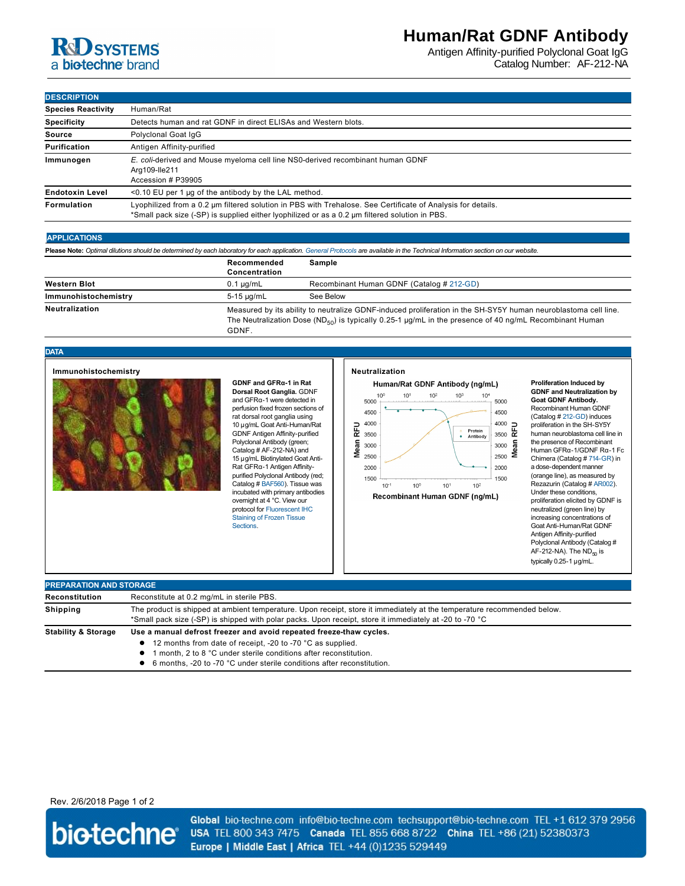R&D SYSTEMS
a bio-techne brand

# Human/Rat GDNF Antibody

Antigen Affinity-purified Polyclonal Goat IgG
Catalog Number: AF-212-NA

## DESCRIPTION

| | |
|---|---|
| **Species Reactivity** | Human/Rat |
| **Specificity** | Detects human and rat GDNF in direct ELISAs and Western blots. |
| **Source** | Polyclonal Goat IgG |
| **Purification** | Antigen Affinity-purified |
| **Immunogen** | *E. coli*-derived and Mouse myeloma cell line NS0-derived recombinant human GDNF<br>Arg109-Ile211<br>Accession # P39905 |
| **Endotoxin Level** | <0.10 EU per 1 μg of the antibody by the LAL method. |
| **Formulation** | Lyophilized from a 0.2 μm filtered solution in PBS with Trehalose. See Certificate of Analysis for details.<br>*Small pack size (-SP) is supplied either lyophilized or as a 0.2 μm filtered solution in PBS. |

## APPLICATIONS

**Please Note:** *Optimal dilutions should be determined by each laboratory for each application. General Protocols are available in the Technical Information section on our website.*

| | Recommended Concentration | Sample |
|---|---|---|
| **Western Blot** | 0.1 μg/mL | Recombinant Human GDNF (Catalog # 212-GD) |
| **Immunohistochemistry** | 5-15 μg/mL | See Below |
| **Neutralization** | Measured by its ability to neutralize GDNF-induced proliferation in the SH-SY5Y human neuroblastoma cell line. The Neutralization Dose ($ND_{50}$) is typically 0.25-1 μg/mL in the presence of 40 ng/mL Recombinant Human GDNF. | |

## DATA

### Immunohistochemistry

**GDNF and GFRα-1 in Rat Dorsal Root Ganglia.** GDNF and GFRα-1 were detected in perfusion fixed frozen sections of rat dorsal root ganglia using 10 µg/mL Goat Anti-Human/Rat GDNF Antigen Affinity-purified Polyclonal Antibody (green; Catalog # AF-212-NA) and 15 µg/mL Biotinylated Goat Anti-Rat GFRα-1 Antigen Affinity-purified Polyclonal Antibody (red; Catalog # BAF560). Tissue was incubated with primary antibodies overnight at 4 °C. View our protocol for Fluorescent IHC Staining of Frozen Tissue Sections.

### Neutralization

Human/Rat GDNF Antibody (ng/mL)
10⁰ 10¹ 10² 10³ 10⁴
Mean RFU
5000 4500 4000 3500 3000 2500 2000 1500
Protein
Antibody
10⁻¹ 10⁰ 10¹ 10²
Recombinant Human GDNF (ng/mL)

**Proliferation Induced by GDNF and Neutralization by Goat GDNF Antibody.** Recombinant Human GDNF (Catalog # 212-GD) induces proliferation in the SH-SY5Y human neuroblastoma cell line in the presence of Recombinant Human GFRα-1/GDNF Rα-1 Fc Chimera (Catalog # 714-GR) in a dose-dependent manner (orange line), as measured by Rezazurin (Catalog # AR002). Under these conditions, proliferation elicited by GDNF is neutralized (green line) by increasing concentrations of Goat Anti-Human/Rat GDNF Antigen Affinity-purified Polyclonal Antibody (Catalog # AF-212-NA). The $ND_{50}$ is typically 0.25-1 µg/mL.

## PREPARATION AND STORAGE

| | |
|---|---|
| **Reconstitution** | Reconstitute at 0.2 mg/mL in sterile PBS. |
| **Shipping** | The product is shipped at ambient temperature. Upon receipt, store it immediately at the temperature recommended below.<br>*Small pack size (-SP) is shipped with polar packs. Upon receipt, store it immediately at -20 to -70 °C |
| **Stability & Storage** | **Use a manual defrost freezer and avoid repeated freeze-thaw cycles.**<br>● 12 months from date of receipt, -20 to -70 °C as supplied.<br>● 1 month, 2 to 8 °C under sterile conditions after reconstitution.<br>● 6 months, -20 to -70 °C under sterile conditions after reconstitution. |

Rev. 2/6/2018

biotechne
**Global** bio-techne.com info@bio-techne.com techsupport@bio-techne.com TEL +1 612 379 2956
**USA** TEL 800 343 7475 **Canada** TEL 855 668 8722 **China** TEL +86 (21) 52380373
**Europe | Middle East | Africa** TEL +44 (0)1235 529449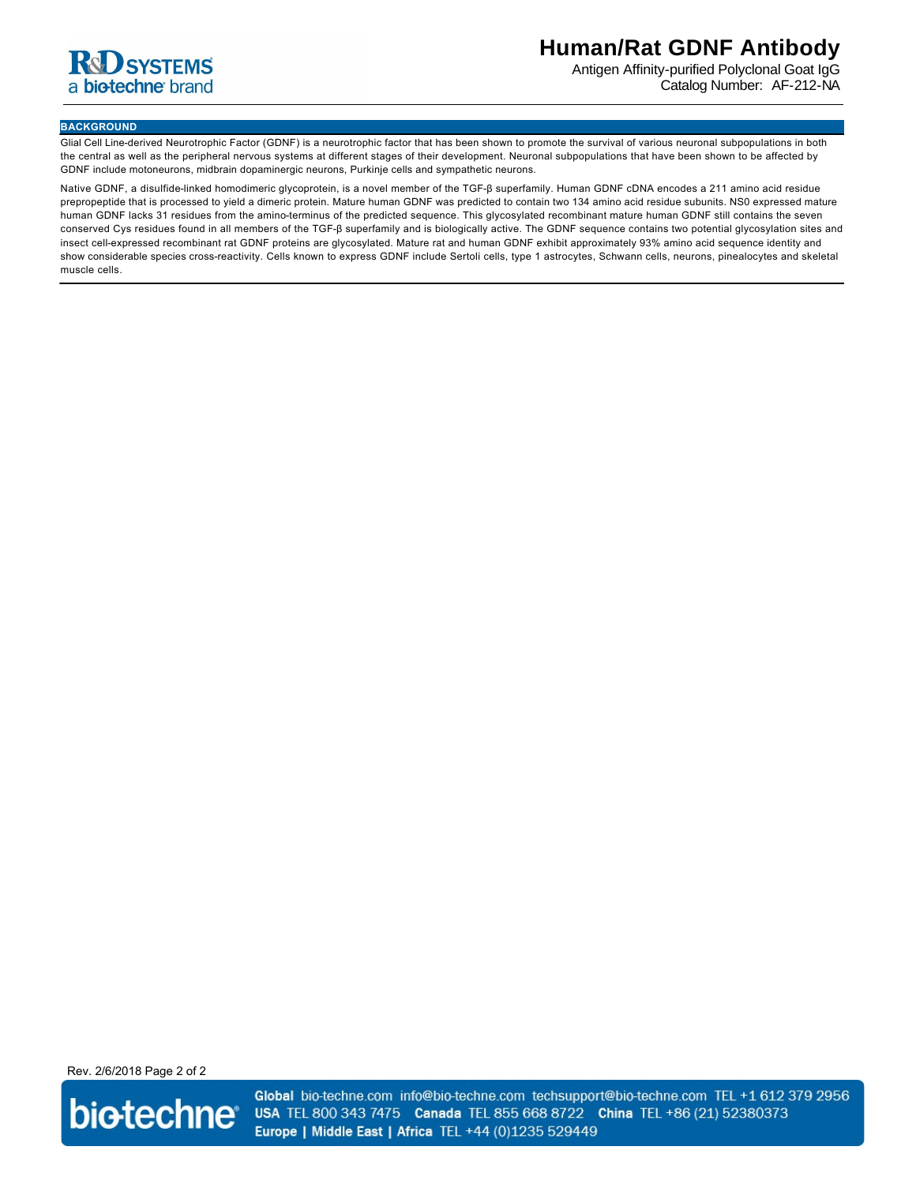# Human/Rat GDNF Antibody

Antigen Affinity-purified Polyclonal Goat IgG
Catalog Number: AF-212-NA

## BACKGROUND

Glial Cell Line-derived Neurotrophic Factor (GDNF) is a neurotrophic factor that has been shown to promote the survival of various neuronal subpopulations in both the central as well as the peripheral nervous systems at different stages of their development. Neuronal subpopulations that have been shown to be affected by GDNF include motoneurons, midbrain dopaminergic neurons, Purkinje cells and sympathetic neurons.

Native GDNF, a disulfide-linked homodimeric glycoprotein, is a novel member of the TGF-β superfamily. Human GDNF cDNA encodes a 211 amino acid residue prepropeptide that is processed to yield a dimeric protein. Mature human GDNF was predicted to contain two 134 amino acid residue subunits. NS0 expressed mature human GDNF lacks 31 residues from the amino-terminus of the predicted sequence. This glycosylated recombinant mature human GDNF still contains the seven conserved Cys residues found in all members of the TGF-β superfamily and is biologically active. The GDNF sequence contains two potential glycosylation sites and insect cell-expressed recombinant rat GDNF proteins are glycosylated. Mature rat and human GDNF exhibit approximately 93% amino acid sequence identity and show considerable species cross-reactivity. Cells known to express GDNF include Sertoli cells, type 1 astrocytes, Schwann cells, neurons, pinealocytes and skeletal muscle cells.

Rev. 2/6/2018

**Global** bio-techne.com info@bio-techne.com techsupport@bio-techne.com TEL +1 612 379 2956
**USA** TEL 800 343 7475 **Canada** TEL 855 668 8722 **China** TEL +86 (21) 52380373
**Europe | Middle East | Africa** TEL +44 (0)1235 529449